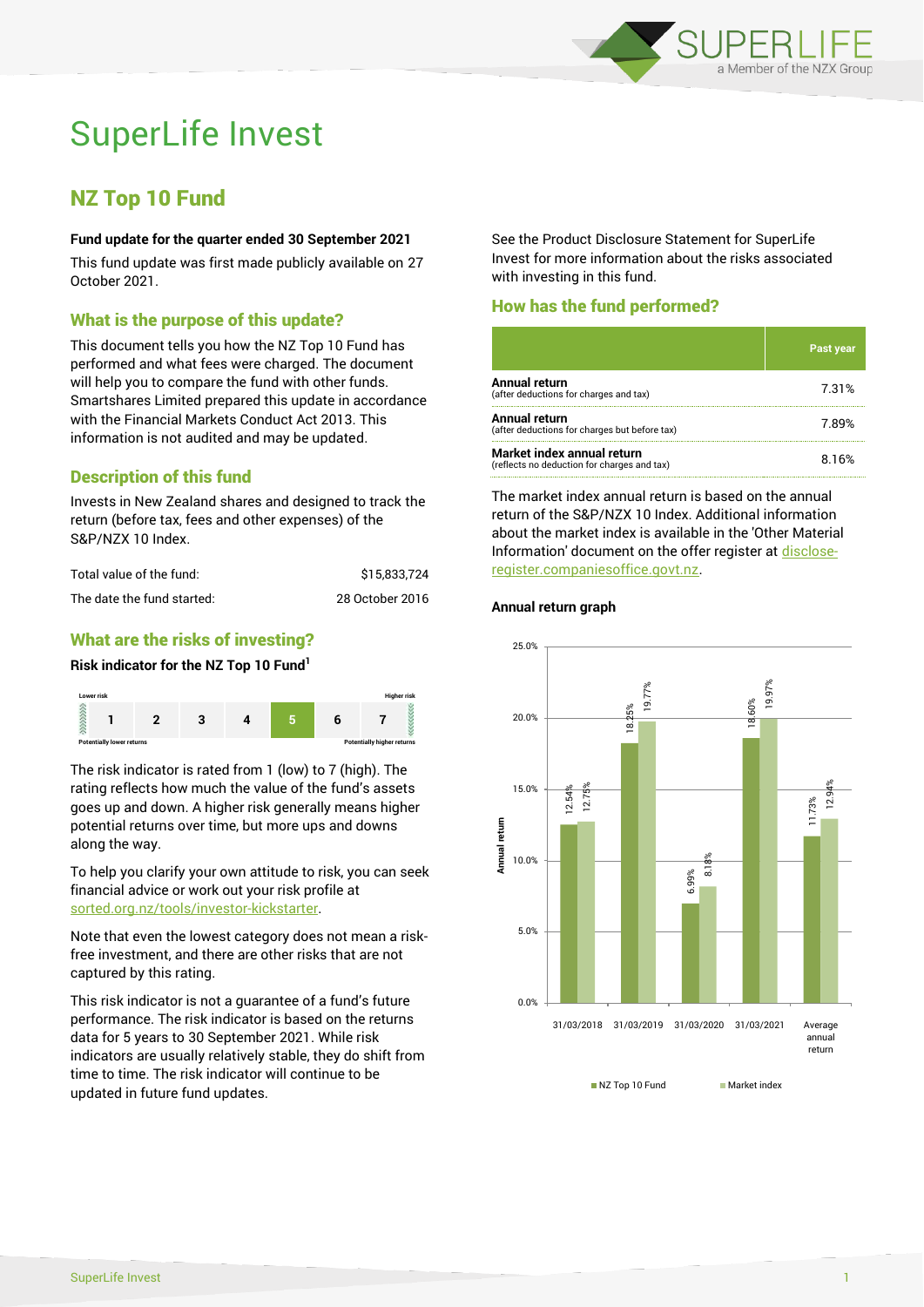# SuperLife Invest

## NZ Top 10 Fund

**Fund update for the quarter ended 30 September 2021**

This fund update was first made publicly available on 27 October 2021.

### What is the purpose of this update?

This document tells you how the NZ Top 10 Fund has performed and what fees were charged. The document will help you to compare the fund with other funds. Smartshares Limited prepared this update in accordance with the Financial Markets Conduct Act 2013. This information is not audited and may be updated.

### Description of this fund

Invests in New Zealand shares and designed to track the return (before tax, fees and other expenses) of the S&P/NZX 10 Index.

| | |
|---|---|
| Total value of the fund: | $15,833,724 |
| The date the fund started: | 28 October 2016 |

### What are the risks of investing?

**Risk indicator for the NZ Top 10 Fund[1]**

| Lower risk | | | | | | Higher risk |
|---|---|---|---|---|---|---|
| 1 | 2 | 3 | 4 | **5** | 6 | 7 |
| Potentially lower returns | | | | | | Potentially higher returns |

The risk indicator is rated from 1 (low) to 7 (high). The rating reflects how much the value of the fund's assets goes up and down. A higher risk generally means higher potential returns over time, but more ups and downs along the way.

To help you clarify your own attitude to risk, you can seek financial advice or work out your risk profile at sorted.org.nz/tools/investor-kickstarter.

Note that even the lowest category does not mean a risk-free investment, and there are other risks that are not captured by this rating.

This risk indicator is not a guarantee of a fund's future performance. The risk indicator is based on the returns data for 5 years to 30 September 2021. While risk indicators are usually relatively stable, they do shift from time to time. The risk indicator will continue to be updated in future fund updates.

See the Product Disclosure Statement for SuperLife Invest for more information about the risks associated with investing in this fund.

### How has the fund performed?

| | Past year |
|---|---|
| **Annual return** (after deductions for charges and tax) | 7.31% |
| **Annual return** (after deductions for charges but before tax) | 7.89% |
| **Market index annual return** (reflects no deduction for charges and tax) | 8.16% |

The market index annual return is based on the annual return of the S&P/NZX 10 Index. Additional information about the market index is available in the 'Other Material Information' document on the offer register at disclose-register.companiesoffice.govt.nz.

**Annual return graph**

| | NZ Top 10 Fund | Market index |
|---|---|---|
| 31/03/2018 | 12.54% | 12.75% |
| 31/03/2019 | 18.25% | 19.77% |
| 31/03/2020 | 6.99% | 8.18% |
| 31/03/2021 | 18.60% | 19.97% |
| Average annual return | 11.73% | 12.94% |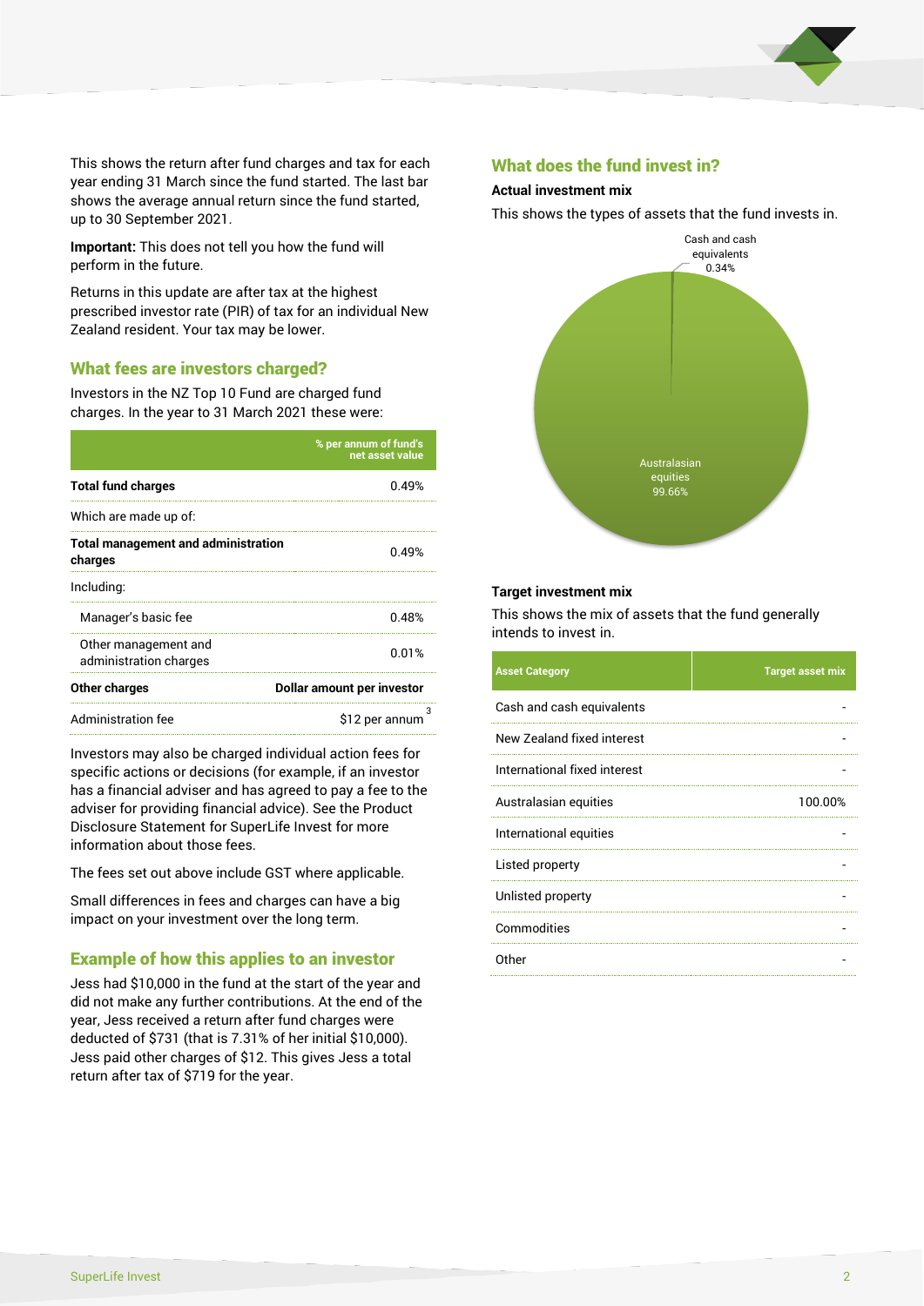This shows the return after fund charges and tax for each year ending 31 March since the fund started. The last bar shows the average annual return since the fund started, up to 30 September 2021.

**Important:** This does not tell you how the fund will perform in the future.

Returns in this update are after tax at the highest prescribed investor rate (PIR) of tax for an individual New Zealand resident. Your tax may be lower.

## What fees are investors charged?

Investors in the NZ Top 10 Fund are charged fund charges. In the year to 31 March 2021 these were:

| | % per annum of fund's net asset value |
|---|---|
| **Total fund charges** | 0.49% |
| Which are made up of: | |
| **Total management and administration charges** | 0.49% |
| Including: | |
| Manager's basic fee | 0.48% |
| Other management and administration charges | 0.01% |
| **Other charges** | **Dollar amount per investor** |
| Administration fee | $12 per annum[3] |

Investors may also be charged individual action fees for specific actions or decisions (for example, if an investor has a financial adviser and has agreed to pay a fee to the adviser for providing financial advice). See the Product Disclosure Statement for SuperLife Invest for more information about those fees.

The fees set out above include GST where applicable.

Small differences in fees and charges can have a big impact on your investment over the long term.

## Example of how this applies to an investor

Jess had $10,000 in the fund at the start of the year and did not make any further contributions. At the end of the year, Jess received a return after fund charges were deducted of $731 (that is 7.31% of her initial $10,000). Jess paid other charges of $12. This gives Jess a total return after tax of $719 for the year.

## What does the fund invest in?

### Actual investment mix

This shows the types of assets that the fund invests in.

- Cash and cash equivalents 0.34%
- Australasian equities 99.66%

### Target investment mix

This shows the mix of assets that the fund generally intends to invest in.

| Asset Category | Target asset mix |
|---|---|
| Cash and cash equivalents | - |
| New Zealand fixed interest | - |
| International fixed interest | - |
| Australasian equities | 100.00% |
| International equities | - |
| Listed property | - |
| Unlisted property | - |
| Commodities | - |
| Other | - |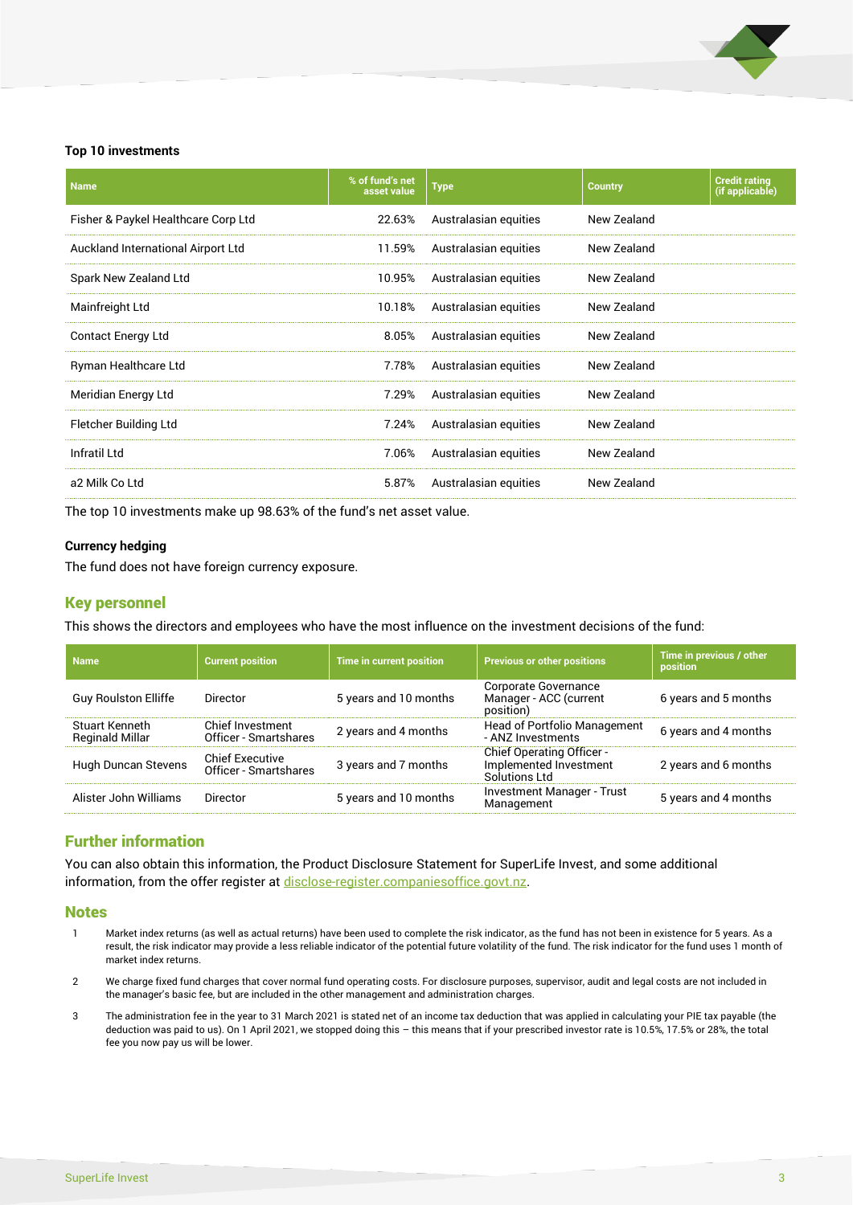### Top 10 investments

| Name | % of fund's net asset value | Type | Country | Credit rating (if applicable) |
|---|---|---|---|---|
| Fisher & Paykel Healthcare Corp Ltd | 22.63% | Australasian equities | New Zealand | |
| Auckland International Airport Ltd | 11.59% | Australasian equities | New Zealand | |
| Spark New Zealand Ltd | 10.95% | Australasian equities | New Zealand | |
| Mainfreight Ltd | 10.18% | Australasian equities | New Zealand | |
| Contact Energy Ltd | 8.05% | Australasian equities | New Zealand | |
| Ryman Healthcare Ltd | 7.78% | Australasian equities | New Zealand | |
| Meridian Energy Ltd | 7.29% | Australasian equities | New Zealand | |
| Fletcher Building Ltd | 7.24% | Australasian equities | New Zealand | |
| Infratil Ltd | 7.06% | Australasian equities | New Zealand | |
| a2 Milk Co Ltd | 5.87% | Australasian equities | New Zealand | |

The top 10 investments make up 98.63% of the fund's net asset value.

### Currency hedging

The fund does not have foreign currency exposure.

## Key personnel

This shows the directors and employees who have the most influence on the investment decisions of the fund:

| Name | Current position | Time in current position | Previous or other positions | Time in previous / other position |
|---|---|---|---|---|
| Guy Roulston Elliffe | Director | 5 years and 10 months | Corporate Governance Manager - ACC (current position) | 6 years and 5 months |
| Stuart Kenneth Reginald Millar | Chief Investment Officer - Smartshares | 2 years and 4 months | Head of Portfolio Management - ANZ Investments | 6 years and 4 months |
| Hugh Duncan Stevens | Chief Executive Officer - Smartshares | 3 years and 7 months | Chief Operating Officer - Implemented Investment Solutions Ltd | 2 years and 6 months |
| Alister John Williams | Director | 5 years and 10 months | Investment Manager - Trust Management | 5 years and 4 months |

## Further information

You can also obtain this information, the Product Disclosure Statement for SuperLife Invest, and some additional information, from the offer register at disclose-register.companiesoffice.govt.nz.

## Notes

1. Market index returns (as well as actual returns) have been used to complete the risk indicator, as the fund has not been in existence for 5 years. As a result, the risk indicator may provide a less reliable indicator of the potential future volatility of the fund. The risk indicator for the fund uses 1 month of market index returns.
2. We charge fixed fund charges that cover normal fund operating costs. For disclosure purposes, supervisor, audit and legal costs are not included in the manager's basic fee, but are included in the other management and administration charges.
3. The administration fee in the year to 31 March 2021 is stated net of an income tax deduction that was applied in calculating your PIE tax payable (the deduction was paid to us). On 1 April 2021, we stopped doing this – this means that if your prescribed investor rate is 10.5%, 17.5% or 28%, the total fee you now pay us will be lower.